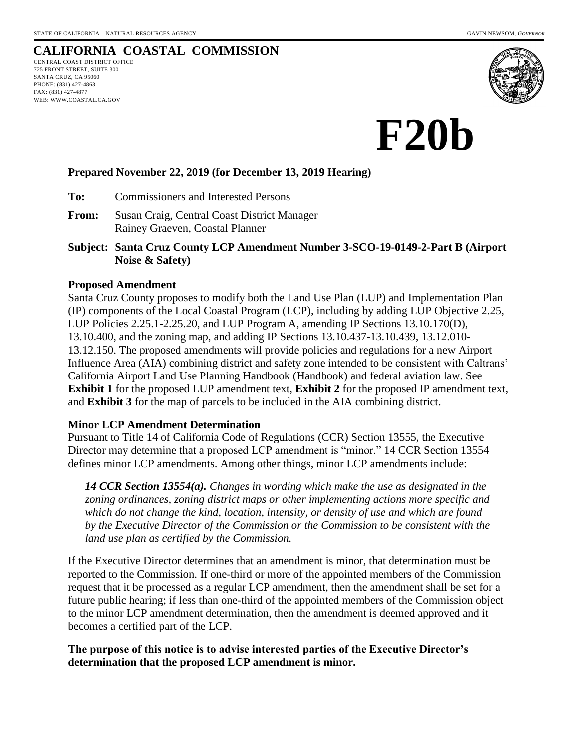STATE OF CALIFORNIA—NATURAL RESOURCES AGENCY GAVIN NEWSOM, *GOVERNOR*

## CALIFORNIA COASTAL COMMISSION

CENTRAL COAST DISTRICT OFFICE
725 FRONT STREET, SUITE 300
SANTA CRUZ, CA 95060
PHONE: (831) 427-4863
FAX: (831) 427-4877
WEB: WWW.COASTAL.CA.GOV

# F20b

**Prepared November 22, 2019 (for December 13, 2019 Hearing)**

**To:** Commissioners and Interested Persons

**From:** Susan Craig, Central Coast District Manager
Rainey Graeven, Coastal Planner

**Subject: Santa Cruz County LCP Amendment Number 3-SCO-19-0149-2-Part B (Airport Noise & Safety)**

### Proposed Amendment

Santa Cruz County proposes to modify both the Land Use Plan (LUP) and Implementation Plan (IP) components of the Local Coastal Program (LCP), including by adding LUP Objective 2.25, LUP Policies 2.25.1-2.25.20, and LUP Program A, amending IP Sections 13.10.170(D), 13.10.400, and the zoning map, and adding IP Sections 13.10.437-13.10.439, 13.12.010-13.12.150. The proposed amendments will provide policies and regulations for a new Airport Influence Area (AIA) combining district and safety zone intended to be consistent with Caltrans' California Airport Land Use Planning Handbook (Handbook) and federal aviation law. See **Exhibit 1** for the proposed LUP amendment text, **Exhibit 2** for the proposed IP amendment text, and **Exhibit 3** for the map of parcels to be included in the AIA combining district.

### Minor LCP Amendment Determination

Pursuant to Title 14 of California Code of Regulations (CCR) Section 13555, the Executive Director may determine that a proposed LCP amendment is "minor." 14 CCR Section 13554 defines minor LCP amendments. Among other things, minor LCP amendments include:

> ***14 CCR Section 13554(a).*** *Changes in wording which make the use as designated in the zoning ordinances, zoning district maps or other implementing actions more specific and which do not change the kind, location, intensity, or density of use and which are found by the Executive Director of the Commission or the Commission to be consistent with the land use plan as certified by the Commission.*

If the Executive Director determines that an amendment is minor, that determination must be reported to the Commission. If one-third or more of the appointed members of the Commission request that it be processed as a regular LCP amendment, then the amendment shall be set for a future public hearing; if less than one-third of the appointed members of the Commission object to the minor LCP amendment determination, then the amendment is deemed approved and it becomes a certified part of the LCP.

**The purpose of this notice is to advise interested parties of the Executive Director's determination that the proposed LCP amendment is minor.**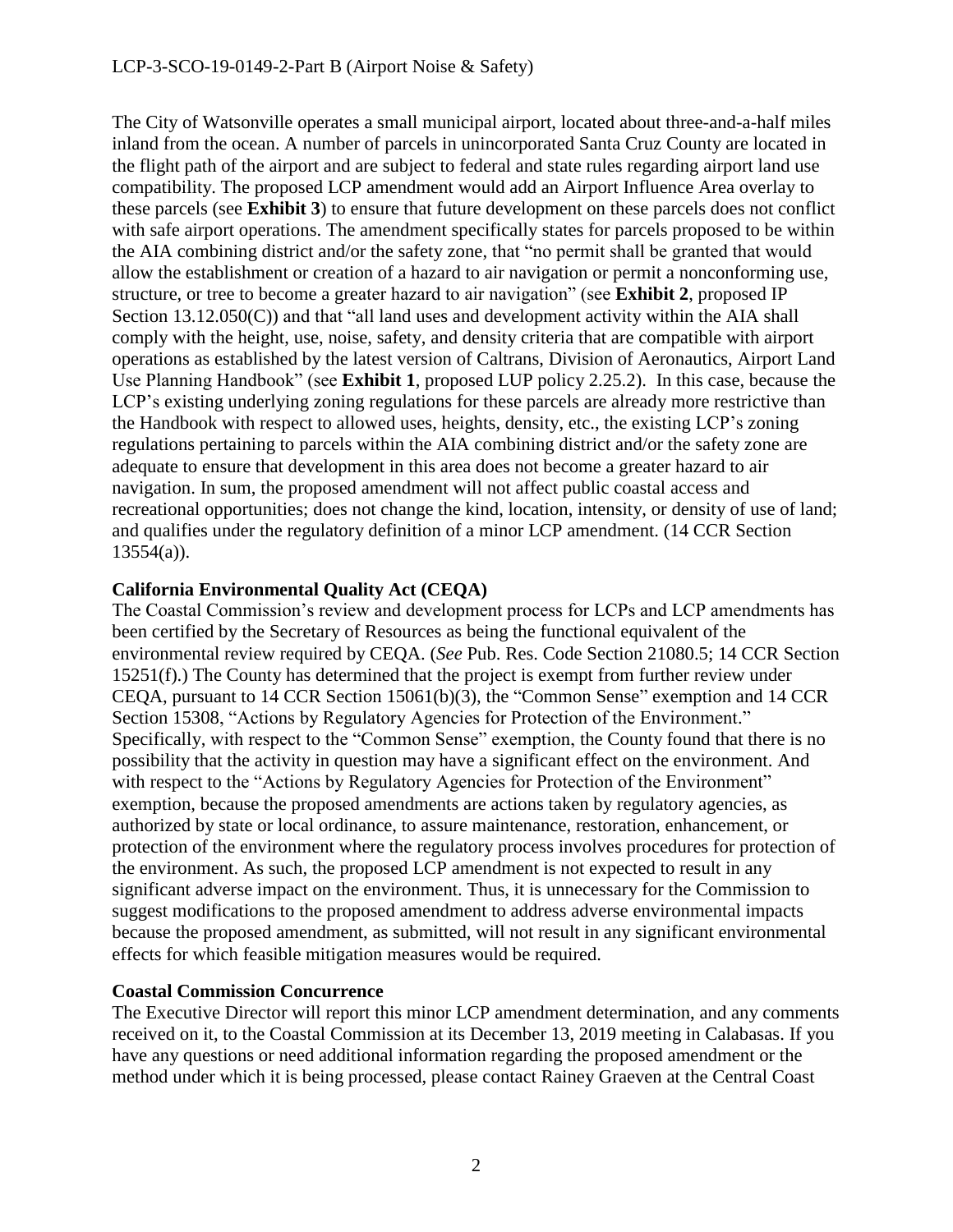The City of Watsonville operates a small municipal airport, located about three-and-a-half miles inland from the ocean. A number of parcels in unincorporated Santa Cruz County are located in the flight path of the airport and are subject to federal and state rules regarding airport land use compatibility. The proposed LCP amendment would add an Airport Influence Area overlay to these parcels (see **Exhibit 3**) to ensure that future development on these parcels does not conflict with safe airport operations. The amendment specifically states for parcels proposed to be within the AIA combining district and/or the safety zone, that "no permit shall be granted that would allow the establishment or creation of a hazard to air navigation or permit a nonconforming use, structure, or tree to become a greater hazard to air navigation" (see **Exhibit 2**, proposed IP Section 13.12.050(C)) and that "all land uses and development activity within the AIA shall comply with the height, use, noise, safety, and density criteria that are compatible with airport operations as established by the latest version of Caltrans, Division of Aeronautics, Airport Land Use Planning Handbook" (see **Exhibit 1**, proposed LUP policy 2.25.2). In this case, because the LCP's existing underlying zoning regulations for these parcels are already more restrictive than the Handbook with respect to allowed uses, heights, density, etc., the existing LCP's zoning regulations pertaining to parcels within the AIA combining district and/or the safety zone are adequate to ensure that development in this area does not become a greater hazard to air navigation. In sum, the proposed amendment will not affect public coastal access and recreational opportunities; does not change the kind, location, intensity, or density of use of land; and qualifies under the regulatory definition of a minor LCP amendment. (14 CCR Section 13554(a)).

**California Environmental Quality Act (CEQA)**

The Coastal Commission's review and development process for LCPs and LCP amendments has been certified by the Secretary of Resources as being the functional equivalent of the environmental review required by CEQA. (*See* Pub. Res. Code Section 21080.5; 14 CCR Section 15251(f).) The County has determined that the project is exempt from further review under CEQA, pursuant to 14 CCR Section 15061(b)(3), the "Common Sense" exemption and 14 CCR Section 15308, "Actions by Regulatory Agencies for Protection of the Environment." Specifically, with respect to the "Common Sense" exemption, the County found that there is no possibility that the activity in question may have a significant effect on the environment. And with respect to the "Actions by Regulatory Agencies for Protection of the Environment" exemption, because the proposed amendments are actions taken by regulatory agencies, as authorized by state or local ordinance, to assure maintenance, restoration, enhancement, or protection of the environment where the regulatory process involves procedures for protection of the environment. As such, the proposed LCP amendment is not expected to result in any significant adverse impact on the environment. Thus, it is unnecessary for the Commission to suggest modifications to the proposed amendment to address adverse environmental impacts because the proposed amendment, as submitted, will not result in any significant environmental effects for which feasible mitigation measures would be required.

**Coastal Commission Concurrence**

The Executive Director will report this minor LCP amendment determination, and any comments received on it, to the Coastal Commission at its December 13, 2019 meeting in Calabasas. If you have any questions or need additional information regarding the proposed amendment or the method under which it is being processed, please contact Rainey Graeven at the Central Coast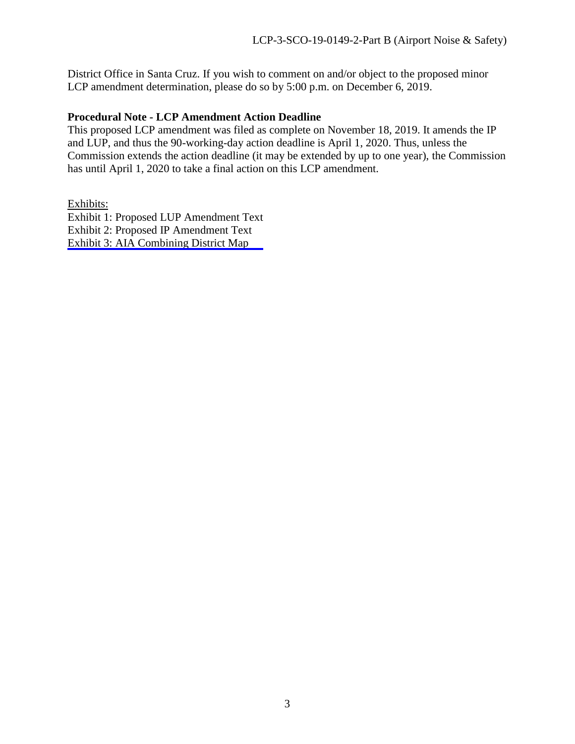District Office in Santa Cruz. If you wish to comment on and/or object to the proposed minor LCP amendment determination, please do so by 5:00 p.m. on December 6, 2019.

**Procedural Note - LCP Amendment Action Deadline**

This proposed LCP amendment was filed as complete on November 18, 2019. It amends the IP and LUP, and thus the 90-working-day action deadline is April 1, 2020. Thus, unless the Commission extends the action deadline (it may be extended by up to one year), the Commission has until April 1, 2020 to take a final action on this LCP amendment.

Exhibits:
Exhibit 1: Proposed LUP Amendment Text
Exhibit 2: Proposed IP Amendment Text
Exhibit 3: AIA Combining District Map